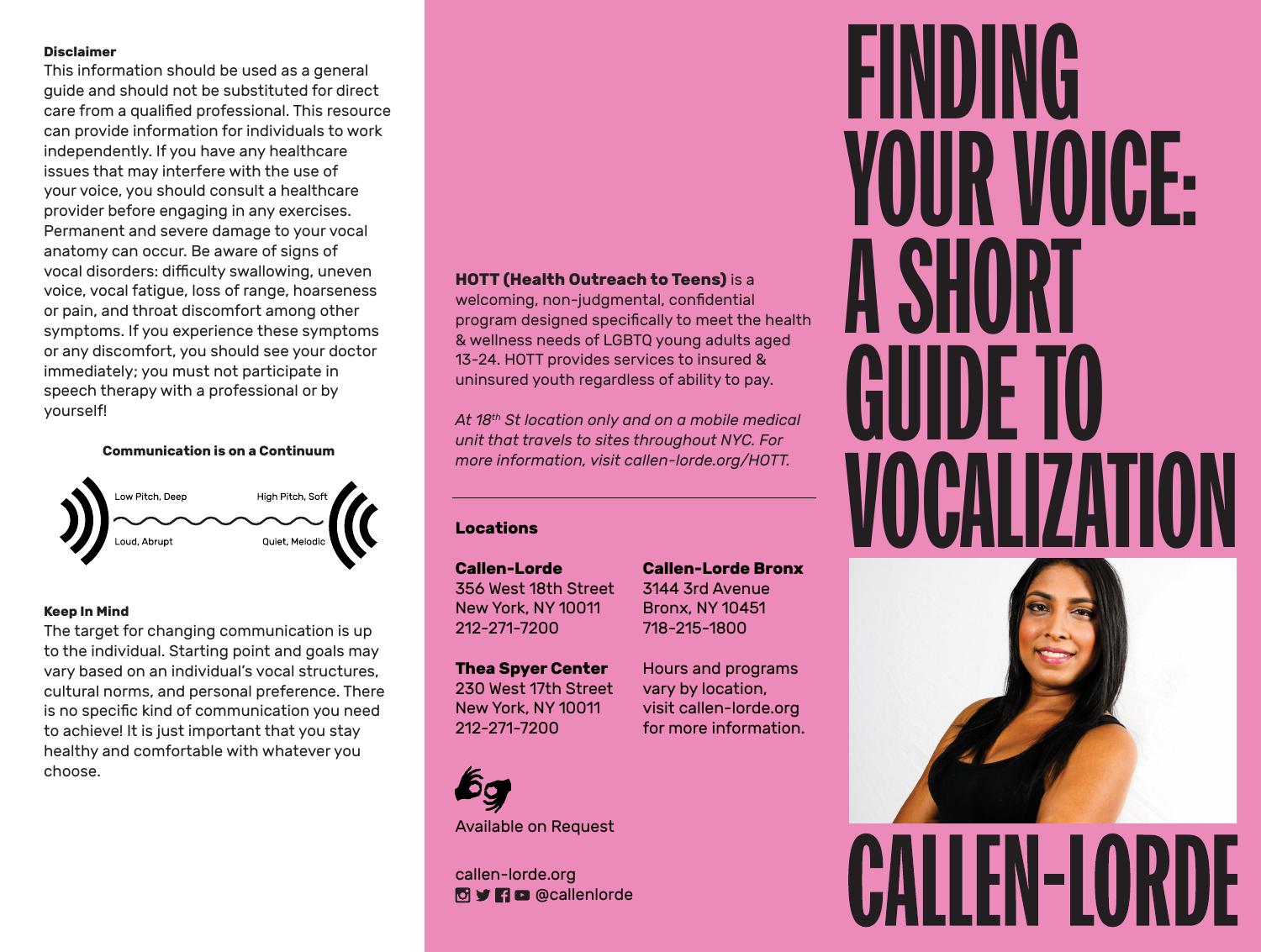# FINDING YOUR VOICE: A SHORT GUIDE TO VOCALIZATION

# CALLEN-LORDE

**HOTT (Health Outreach to Teens)** is a welcoming, non-judgmental, confidential program designed specifically to meet the health & wellness needs of LGBTQ young adults aged 13-24. HOTT provides services to insured & uninsured youth regardless of ability to pay.

*At 18th St location only and on a mobile medical unit that travels to sites throughout NYC. For more information, visit callen-lorde.org/HOTT.*

## Locations

**Callen-Lorde**
356 West 18th Street
New York, NY 10011
212-271-7200

**Callen-Lorde Bronx**
3144 3rd Avenue
Bronx, NY 10451
718-215-1800

**Thea Spyer Center**
230 West 17th Street
New York, NY 10011
212-271-7200

Hours and programs vary by location, visit callen-lorde.org for more information.

Available on Request

callen-lorde.org
@callenlorde

**Disclaimer**

This information should be used as a general guide and should not be substituted for direct care from a qualified professional. This resource can provide information for individuals to work independently. If you have any healthcare issues that may interfere with the use of your voice, you should consult a healthcare provider before engaging in any exercises. Permanent and severe damage to your vocal anatomy can occur. Be aware of signs of vocal disorders: difficulty swallowing, uneven voice, vocal fatigue, loss of range, hoarseness or pain, and throat discomfort among other symptoms. If you experience these symptoms or any discomfort, you should see your doctor immediately; you must not participate in speech therapy with a professional or by yourself!

**Communication is on a Continuum**

Low Pitch, Deep — High Pitch, Soft

Loud, Abrupt — Quiet, Melodic

**Keep In Mind**

The target for changing communication is up to the individual. Starting point and goals may vary based on an individual's vocal structures, cultural norms, and personal preference. There is no specific kind of communication you need to achieve! It is just important that you stay healthy and comfortable with whatever you choose.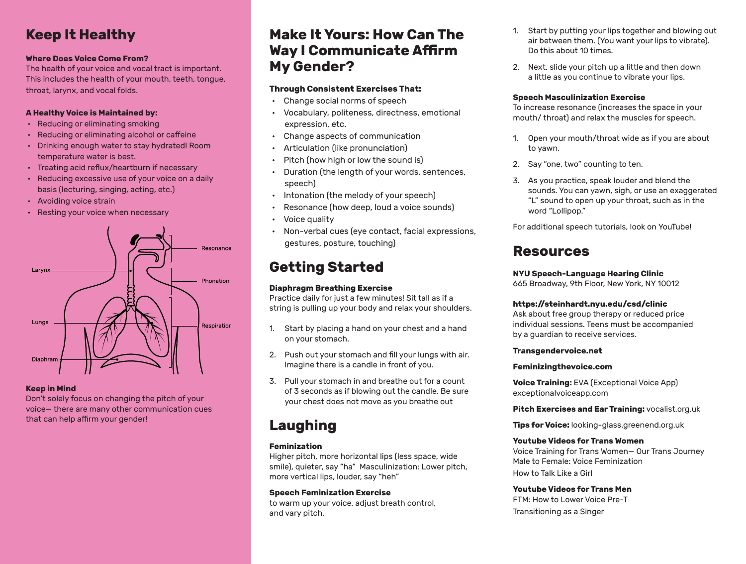## Keep It Healthy

**Where Does Voice Come From?**
The health of your voice and vocal tract is important. This includes the health of your mouth, teeth, tongue, throat, larynx, and vocal folds.

**A Healthy Voice is Maintained by:**

- Reducing or eliminating smoking
- Reducing or eliminating alcohol or caffeine
- Drinking enough water to stay hydrated! Room temperature water is best.
- Treating acid reflux/heartburn if necessary
- Reducing excessive use of your voice on a daily basis (lecturing, singing, acting, etc.)
- Avoiding voice strain
- Resting your voice when necessary

Larynx
Lungs
Diaphram
Resonance
Phonation
Respiration

**Keep in Mind**
Don't solely focus on changing the pitch of your voice— there are many other communication cues that can help affirm your gender!

## Make It Yours: How Can The Way I Communicate Affirm My Gender?

**Through Consistent Exercises That:**

- Change social norms of speech
- Vocabulary, politeness, directness, emotional expression, etc.
- Change aspects of communication
- Articulation (like pronunciation)
- Pitch (how high or low the sound is)
- Duration (the length of your words, sentences, speech)
- Intonation (the melody of your speech)
- Resonance (how deep, loud a voice sounds)
- Voice quality
- Non-verbal cues (eye contact, facial expressions, gestures, posture, touching)

## Getting Started

**Diaphragm Breathing Exercise**
Practice daily for just a few minutes! Sit tall as if a string is pulling up your body and relax your shoulders.

1. Start by placing a hand on your chest and a hand on your stomach.
2. Push out your stomach and fill your lungs with air. Imagine there is a candle in front of you.
3. Pull your stomach in and breathe out for a count of 3 seconds as if blowing out the candle. Be sure your chest does not move as you breathe out

## Laughing

**Feminization**
Higher pitch, more horizontal lips (less space, wide smile), quieter, say "ha" Masculinization: Lower pitch, more vertical lips, louder, say "heh"

**Speech Feminization Exercise**
to warm up your voice, adjust breath control, and vary pitch.

1. Start by putting your lips together and blowing out air between them. (You want your lips to vibrate). Do this about 10 times.
2. Next, slide your pitch up a little and then down a little as you continue to vibrate your lips.

**Speech Masculinization Exercise**
To increase resonance (increases the space in your mouth/ throat) and relax the muscles for speech.

1. Open your mouth/throat wide as if you are about to yawn.
2. Say "one, two" counting to ten.
3. As you practice, speak louder and blend the sounds. You can yawn, sigh, or use an exaggerated "L" sound to open up your throat, such as in the word "Lollipop."

For additional speech tutorials, look on YouTube!

## Resources

**NYU Speech-Language Hearing Clinic**
665 Broadway, 9th Floor, New York, NY 10012

**https://steinhardt.nyu.edu/csd/clinic**
Ask about free group therapy or reduced price individual sessions. Teens must be accompanied by a guardian to receive services.

**Transgendervoice.net**

**Feminizingthevoice.com**

**Voice Training:** EVA (Exceptional Voice App) exceptionalvoiceapp.com

**Pitch Exercises and Ear Training:** vocalist.org.uk

**Tips for Voice:** looking-glass.greenend.org.uk

**Youtube Videos for Trans Women**
Voice Training for Trans Women— Our Trans Journey
Male to Female: Voice Feminization
How to Talk Like a Girl

**Youtube Videos for Trans Men**
FTM: How to Lower Voice Pre-T
Transitioning as a Singer